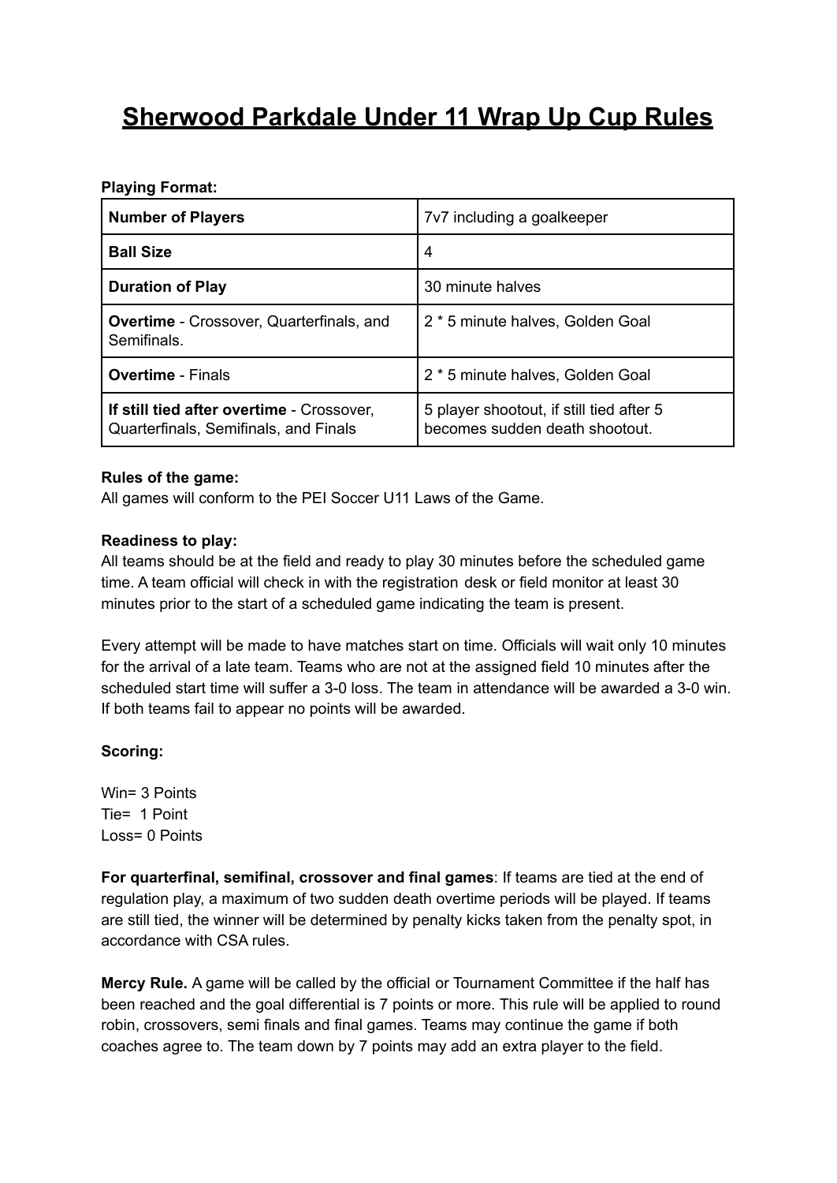# Sherwood Parkdale Under 11 Wrap Up Cup Rules

**Playing Format:**

| | |
|---|---|
| **Number of Players** | 7v7 including a goalkeeper |
| **Ball Size** | 4 |
| **Duration of Play** | 30 minute halves |
| **Overtime** - Crossover, Quarterfinals, and Semifinals. | 2 * 5 minute halves, Golden Goal |
| **Overtime** - Finals | 2 * 5 minute halves, Golden Goal |
| **If still tied after overtime** - Crossover, Quarterfinals, Semifinals, and Finals | 5 player shootout, if still tied after 5 becomes sudden death shootout. |

**Rules of the game:**
All games will conform to the PEI Soccer U11 Laws of the Game.

**Readiness to play:**
All teams should be at the field and ready to play 30 minutes before the scheduled game time. A team official will check in with the registration desk or field monitor at least 30 minutes prior to the start of a scheduled game indicating the team is present.

Every attempt will be made to have matches start on time. Officials will wait only 10 minutes for the arrival of a late team. Teams who are not at the assigned field 10 minutes after the scheduled start time will suffer a 3-0 loss. The team in attendance will be awarded a 3-0 win. If both teams fail to appear no points will be awarded.

**Scoring:**

Win= 3 Points
Tie= 1 Point
Loss= 0 Points

**For quarterfinal, semifinal, crossover and final games**: If teams are tied at the end of regulation play, a maximum of two sudden death overtime periods will be played. If teams are still tied, the winner will be determined by penalty kicks taken from the penalty spot, in accordance with CSA rules.

**Mercy Rule.** A game will be called by the official or Tournament Committee if the half has been reached and the goal differential is 7 points or more. This rule will be applied to round robin, crossovers, semi finals and final games. Teams may continue the game if both coaches agree to. The team down by 7 points may add an extra player to the field.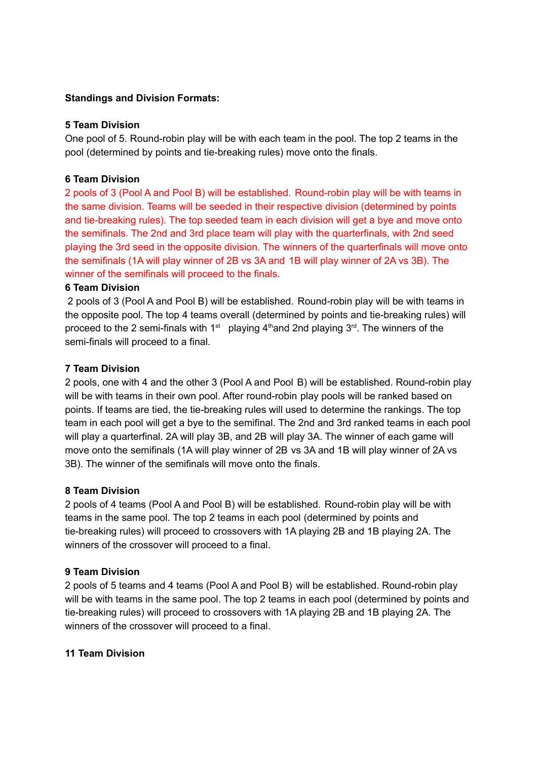**Standings and Division Formats:**

**5 Team Division**

One pool of 5. Round-robin play will be with each team in the pool. The top 2 teams in the pool (determined by points and tie-breaking rules) move onto the finals.

**6 Team Division**

2 pools of 3 (Pool A and Pool B) will be established. Round-robin play will be with teams in the same division. Teams will be seeded in their respective division (determined by points and tie-breaking rules). The top seeded team in each division will get a bye and move onto the semifinals. The 2nd and 3rd place team will play with the quarterfinals, with 2nd seed playing the 3rd seed in the opposite division. The winners of the quarterfinals will move onto the semifinals (1A will play winner of 2B vs 3A and 1B will play winner of 2A vs 3B). The winner of the semifinals will proceed to the finals.

**6 Team Division**

2 pools of 3 (Pool A and Pool B) will be established. Round-robin play will be with teams in the opposite pool. The top 4 teams overall (determined by points and tie-breaking rules) will proceed to the 2 semi-finals with 1st playing 4th and 2nd playing 3rd. The winners of the semi-finals will proceed to a final.

**7 Team Division**

2 pools, one with 4 and the other 3 (Pool A and Pool B) will be established. Round-robin play will be with teams in their own pool. After round-robin play pools will be ranked based on points. If teams are tied, the tie-breaking rules will used to determine the rankings. The top team in each pool will get a bye to the semifinal. The 2nd and 3rd ranked teams in each pool will play a quarterfinal. 2A will play 3B, and 2B will play 3A. The winner of each game will move onto the semifinals (1A will play winner of 2B vs 3A and 1B will play winner of 2A vs 3B). The winner of the semifinals will move onto the finals.

**8 Team Division**

2 pools of 4 teams (Pool A and Pool B) will be established. Round-robin play will be with teams in the same pool. The top 2 teams in each pool (determined by points and tie-breaking rules) will proceed to crossovers with 1A playing 2B and 1B playing 2A. The winners of the crossover will proceed to a final.

**9 Team Division**

2 pools of 5 teams and 4 teams (Pool A and Pool B) will be established. Round-robin play will be with teams in the same pool. The top 2 teams in each pool (determined by points and tie-breaking rules) will proceed to crossovers with 1A playing 2B and 1B playing 2A. The winners of the crossover will proceed to a final.

**11 Team Division**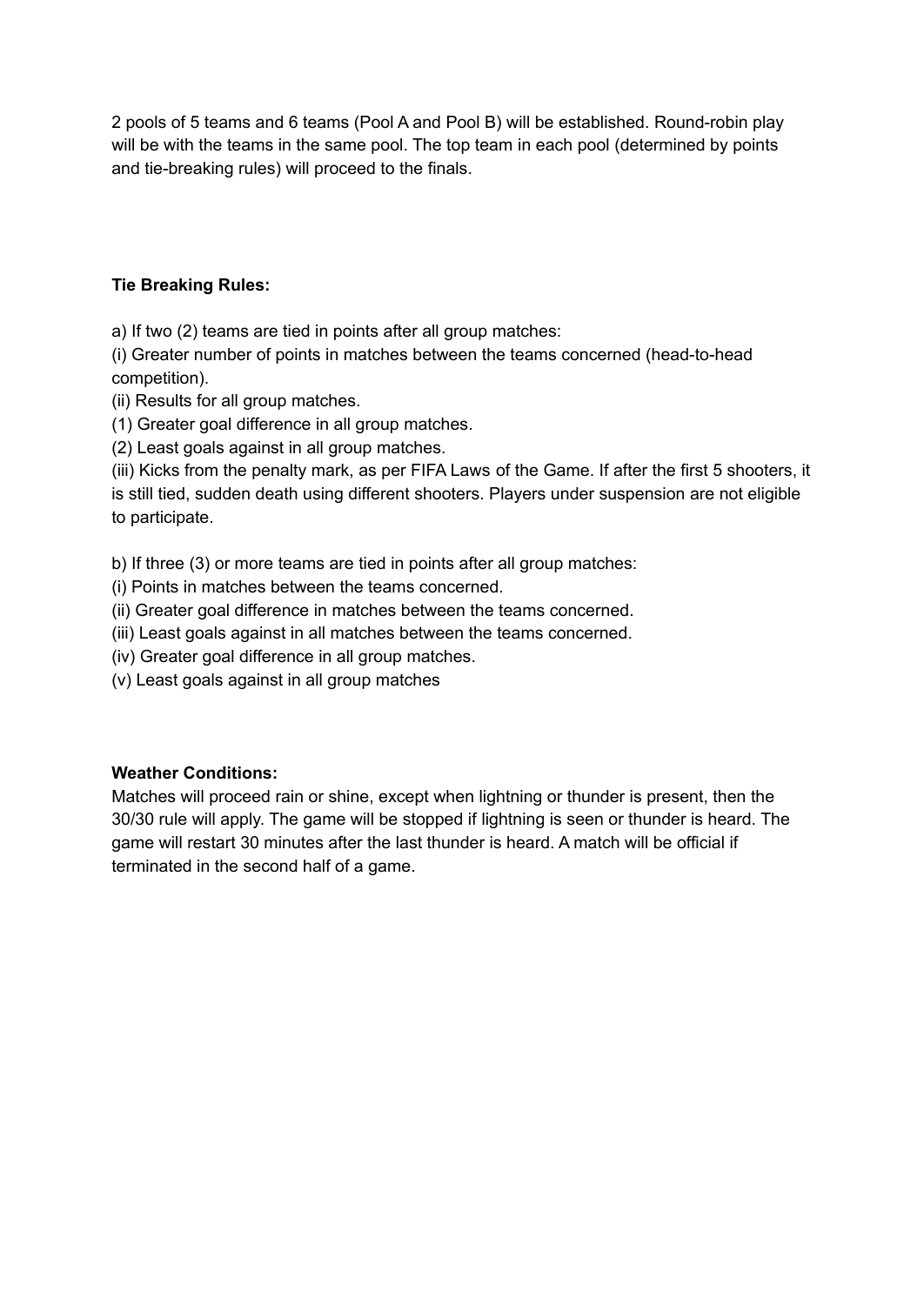2 pools of 5 teams and 6 teams (Pool A and Pool B) will be established. Round-robin play will be with the teams in the same pool. The top team in each pool (determined by points and tie-breaking rules) will proceed to the finals.

**Tie Breaking Rules:**

a) If two (2) teams are tied in points after all group matches:
(i) Greater number of points in matches between the teams concerned (head-to-head competition).
(ii) Results for all group matches.
(1) Greater goal difference in all group matches.
(2) Least goals against in all group matches.
(iii) Kicks from the penalty mark, as per FIFA Laws of the Game. If after the first 5 shooters, it is still tied, sudden death using different shooters. Players under suspension are not eligible to participate.

b) If three (3) or more teams are tied in points after all group matches:
(i) Points in matches between the teams concerned.
(ii) Greater goal difference in matches between the teams concerned.
(iii) Least goals against in all matches between the teams concerned.
(iv) Greater goal difference in all group matches.
(v) Least goals against in all group matches

**Weather Conditions:**
Matches will proceed rain or shine, except when lightning or thunder is present, then the 30/30 rule will apply. The game will be stopped if lightning is seen or thunder is heard. The game will restart 30 minutes after the last thunder is heard. A match will be official if terminated in the second half of a game.